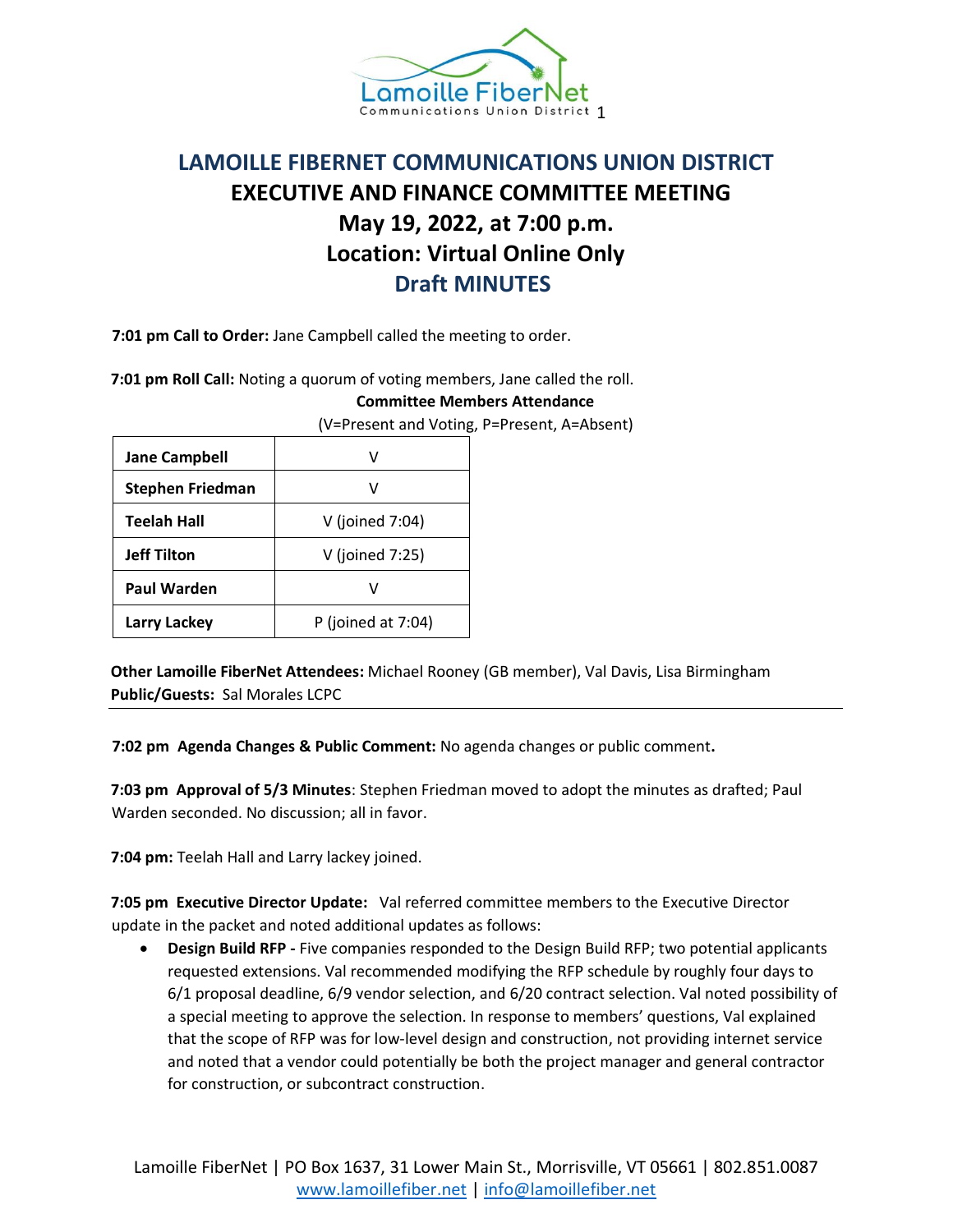# LAMOILLE FIBERNET COMMUNICATIONS UNION DISTRICT
## EXECUTIVE AND FINANCE COMMITTEE MEETING
## May 19, 2022, at 7:00 p.m.
## Location: Virtual Online Only
## Draft MINUTES

**7:01 pm Call to Order:** Jane Campbell called the meeting to order.

**7:01 pm Roll Call:** Noting a quorum of voting members, Jane called the roll.

**Committee Members Attendance**

(V=Present and Voting, P=Present, A=Absent)

| | |
|---|---|
| **Jane Campbell** | V |
| **Stephen Friedman** | V |
| **Teelah Hall** | V (joined 7:04) |
| **Jeff Tilton** | V (joined 7:25) |
| **Paul Warden** | V |
| **Larry Lackey** | P (joined at 7:04) |

**Other Lamoille FiberNet Attendees:** Michael Rooney (GB member), Val Davis, Lisa Birmingham
**Public/Guests:** Sal Morales LCPC

---

**7:02 pm Agenda Changes & Public Comment:** No agenda changes or public comment**.**

**7:03 pm Approval of 5/3 Minutes**: Stephen Friedman moved to adopt the minutes as drafted; Paul Warden seconded. No discussion; all in favor.

**7:04 pm:** Teelah Hall and Larry lackey joined.

**7:05 pm Executive Director Update:** Val referred committee members to the Executive Director update in the packet and noted additional updates as follows:

- **Design Build RFP -** Five companies responded to the Design Build RFP; two potential applicants requested extensions. Val recommended modifying the RFP schedule by roughly four days to 6/1 proposal deadline, 6/9 vendor selection, and 6/20 contract selection. Val noted possibility of a special meeting to approve the selection. In response to members' questions, Val explained that the scope of RFP was for low-level design and construction, not providing internet service and noted that a vendor could potentially be both the project manager and general contractor for construction, or subcontract construction.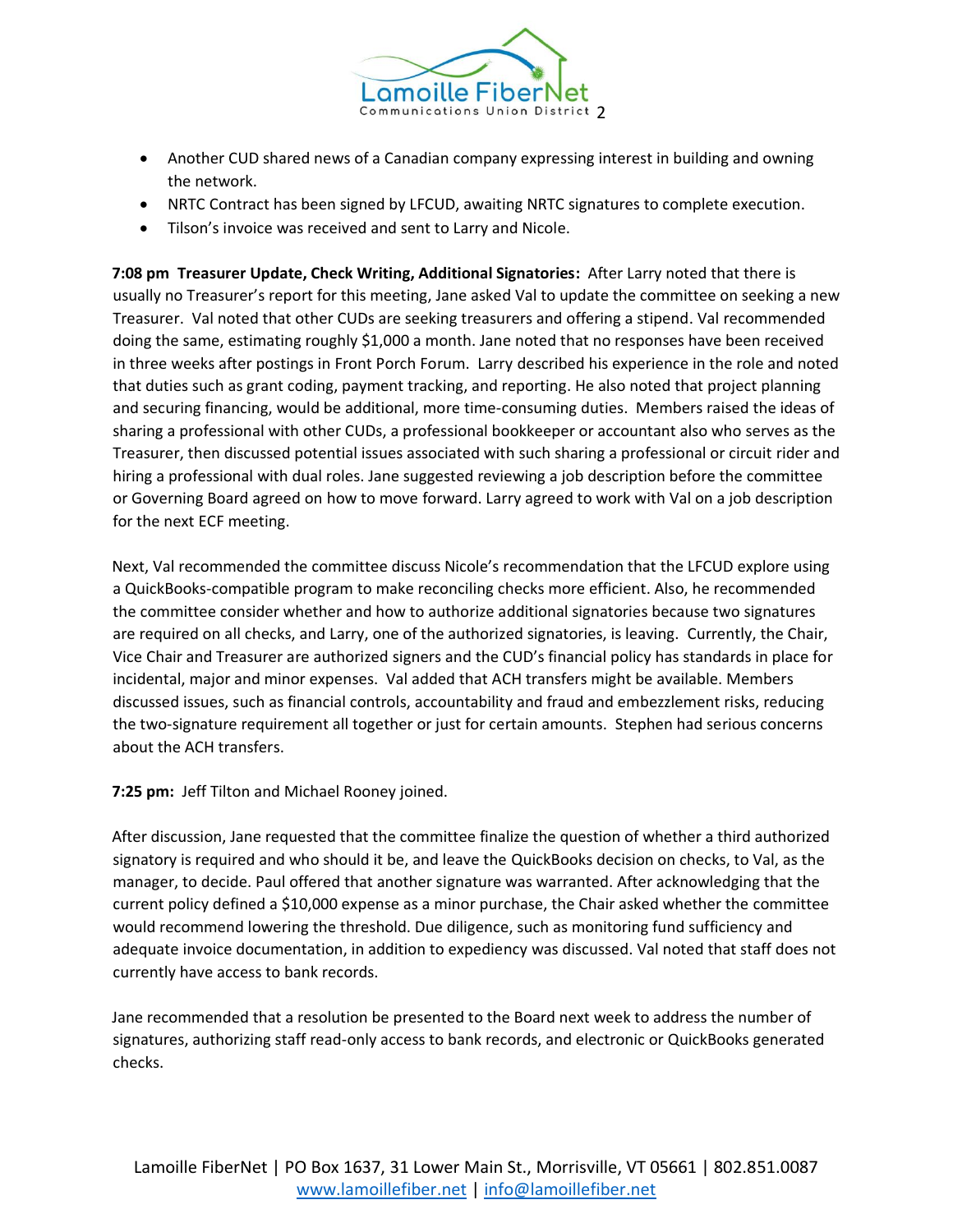- Another CUD shared news of a Canadian company expressing interest in building and owning the network.
- NRTC Contract has been signed by LFCUD, awaiting NRTC signatures to complete execution.
- Tilson's invoice was received and sent to Larry and Nicole.

**7:08 pm Treasurer Update, Check Writing, Additional Signatories:** After Larry noted that there is usually no Treasurer's report for this meeting, Jane asked Val to update the committee on seeking a new Treasurer. Val noted that other CUDs are seeking treasurers and offering a stipend. Val recommended doing the same, estimating roughly $1,000 a month. Jane noted that no responses have been received in three weeks after postings in Front Porch Forum. Larry described his experience in the role and noted that duties such as grant coding, payment tracking, and reporting. He also noted that project planning and securing financing, would be additional, more time-consuming duties. Members raised the ideas of sharing a professional with other CUDs, a professional bookkeeper or accountant also who serves as the Treasurer, then discussed potential issues associated with such sharing a professional or circuit rider and hiring a professional with dual roles. Jane suggested reviewing a job description before the committee or Governing Board agreed on how to move forward. Larry agreed to work with Val on a job description for the next ECF meeting.

Next, Val recommended the committee discuss Nicole's recommendation that the LFCUD explore using a QuickBooks-compatible program to make reconciling checks more efficient. Also, he recommended the committee consider whether and how to authorize additional signatories because two signatures are required on all checks, and Larry, one of the authorized signatories, is leaving. Currently, the Chair, Vice Chair and Treasurer are authorized signers and the CUD's financial policy has standards in place for incidental, major and minor expenses. Val added that ACH transfers might be available. Members discussed issues, such as financial controls, accountability and fraud and embezzlement risks, reducing the two-signature requirement all together or just for certain amounts. Stephen had serious concerns about the ACH transfers.

**7:25 pm:** Jeff Tilton and Michael Rooney joined.

After discussion, Jane requested that the committee finalize the question of whether a third authorized signatory is required and who should it be, and leave the QuickBooks decision on checks, to Val, as the manager, to decide. Paul offered that another signature was warranted. After acknowledging that the current policy defined a $10,000 expense as a minor purchase, the Chair asked whether the committee would recommend lowering the threshold. Due diligence, such as monitoring fund sufficiency and adequate invoice documentation, in addition to expediency was discussed. Val noted that staff does not currently have access to bank records.

Jane recommended that a resolution be presented to the Board next week to address the number of signatures, authorizing staff read-only access to bank records, and electronic or QuickBooks generated checks.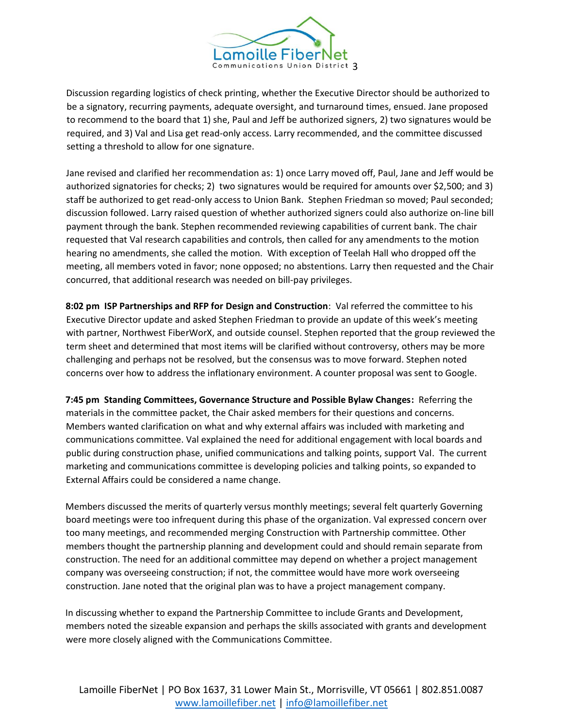Discussion regarding logistics of check printing, whether the Executive Director should be authorized to be a signatory, recurring payments, adequate oversight, and turnaround times, ensued. Jane proposed to recommend to the board that 1) she, Paul and Jeff be authorized signers, 2) two signatures would be required, and 3) Val and Lisa get read-only access. Larry recommended, and the committee discussed setting a threshold to allow for one signature.

Jane revised and clarified her recommendation as: 1) once Larry moved off, Paul, Jane and Jeff would be authorized signatories for checks; 2) two signatures would be required for amounts over $2,500; and 3) staff be authorized to get read-only access to Union Bank. Stephen Friedman so moved; Paul seconded; discussion followed. Larry raised question of whether authorized signers could also authorize on-line bill payment through the bank. Stephen recommended reviewing capabilities of current bank. The chair requested that Val research capabilities and controls, then called for any amendments to the motion hearing no amendments, she called the motion. With exception of Teelah Hall who dropped off the meeting, all members voted in favor; none opposed; no abstentions. Larry then requested and the Chair concurred, that additional research was needed on bill-pay privileges.

**8:02 pm ISP Partnerships and RFP for Design and Construction**: Val referred the committee to his Executive Director update and asked Stephen Friedman to provide an update of this week's meeting with partner, Northwest FiberWorX, and outside counsel. Stephen reported that the group reviewed the term sheet and determined that most items will be clarified without controversy, others may be more challenging and perhaps not be resolved, but the consensus was to move forward. Stephen noted concerns over how to address the inflationary environment. A counter proposal was sent to Google.

**7:45 pm Standing Committees, Governance Structure and Possible Bylaw Changes:** Referring the materials in the committee packet, the Chair asked members for their questions and concerns. Members wanted clarification on what and why external affairs was included with marketing and communications committee. Val explained the need for additional engagement with local boards and public during construction phase, unified communications and talking points, support Val. The current marketing and communications committee is developing policies and talking points, so expanded to External Affairs could be considered a name change.

Members discussed the merits of quarterly versus monthly meetings; several felt quarterly Governing board meetings were too infrequent during this phase of the organization. Val expressed concern over too many meetings, and recommended merging Construction with Partnership committee. Other members thought the partnership planning and development could and should remain separate from construction. The need for an additional committee may depend on whether a project management company was overseeing construction; if not, the committee would have more work overseeing construction. Jane noted that the original plan was to have a project management company.

In discussing whether to expand the Partnership Committee to include Grants and Development, members noted the sizeable expansion and perhaps the skills associated with grants and development were more closely aligned with the Communications Committee.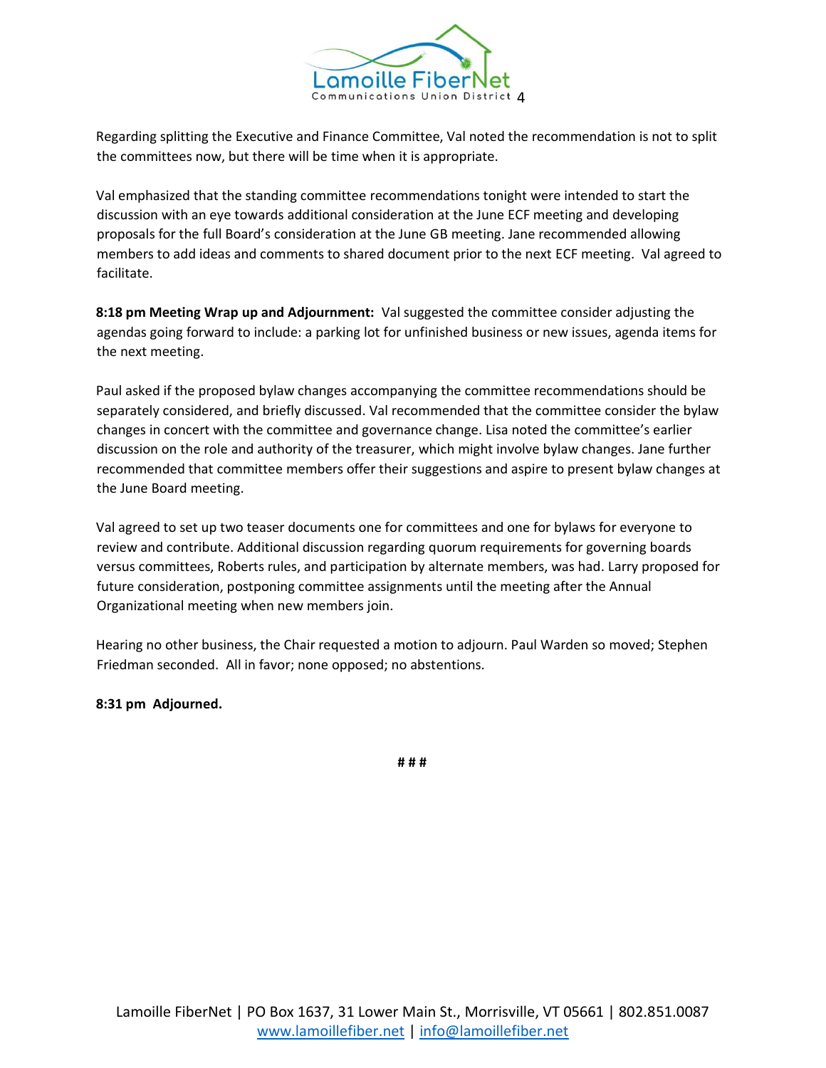Regarding splitting the Executive and Finance Committee, Val noted the recommendation is not to split the committees now, but there will be time when it is appropriate.

Val emphasized that the standing committee recommendations tonight were intended to start the discussion with an eye towards additional consideration at the June ECF meeting and developing proposals for the full Board's consideration at the June GB meeting. Jane recommended allowing members to add ideas and comments to shared document prior to the next ECF meeting. Val agreed to facilitate.

**8:18 pm Meeting Wrap up and Adjournment:** Val suggested the committee consider adjusting the agendas going forward to include: a parking lot for unfinished business or new issues, agenda items for the next meeting.

Paul asked if the proposed bylaw changes accompanying the committee recommendations should be separately considered, and briefly discussed. Val recommended that the committee consider the bylaw changes in concert with the committee and governance change. Lisa noted the committee's earlier discussion on the role and authority of the treasurer, which might involve bylaw changes. Jane further recommended that committee members offer their suggestions and aspire to present bylaw changes at the June Board meeting.

Val agreed to set up two teaser documents one for committees and one for bylaws for everyone to review and contribute. Additional discussion regarding quorum requirements for governing boards versus committees, Roberts rules, and participation by alternate members, was had. Larry proposed for future consideration, postponing committee assignments until the meeting after the Annual Organizational meeting when new members join.

Hearing no other business, the Chair requested a motion to adjourn. Paul Warden so moved; Stephen Friedman seconded. All in favor; none opposed; no abstentions.

**8:31 pm Adjourned.**

**# # #**